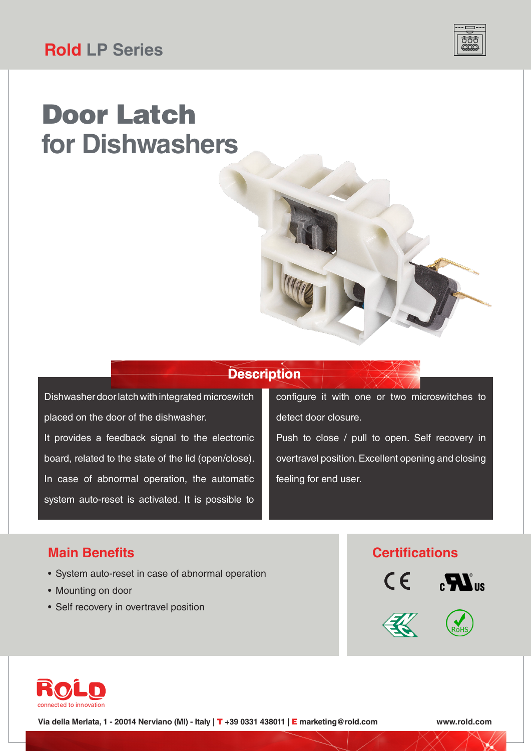# Rold LP Series

# Door Latch
## for Dishwashers

## Description

Dishwasher door latch with integrated microswitch placed on the door of the dishwasher.

It provides a feedback signal to the electronic board, related to the state of the lid (open/close). In case of abnormal operation, the automatic system auto-reset is activated. It is possible to configure it with one or two microswitches to detect door closure.

Push to close / pull to open. Self recovery in overtravel position. Excellent opening and closing feeling for end user.

## Main Benefits

- System auto-reset in case of abnormal operation
- Mounting on door
- Self recovery in overtravel position

## Certifications

CE, cULus, ENEC, RoHS

ROLD connected to innovation

**Via della Merlata, 1 - 20014 Nerviano (MI) - Italy | T +39 0331 438011 | E marketing@rold.com**

**www.rold.com**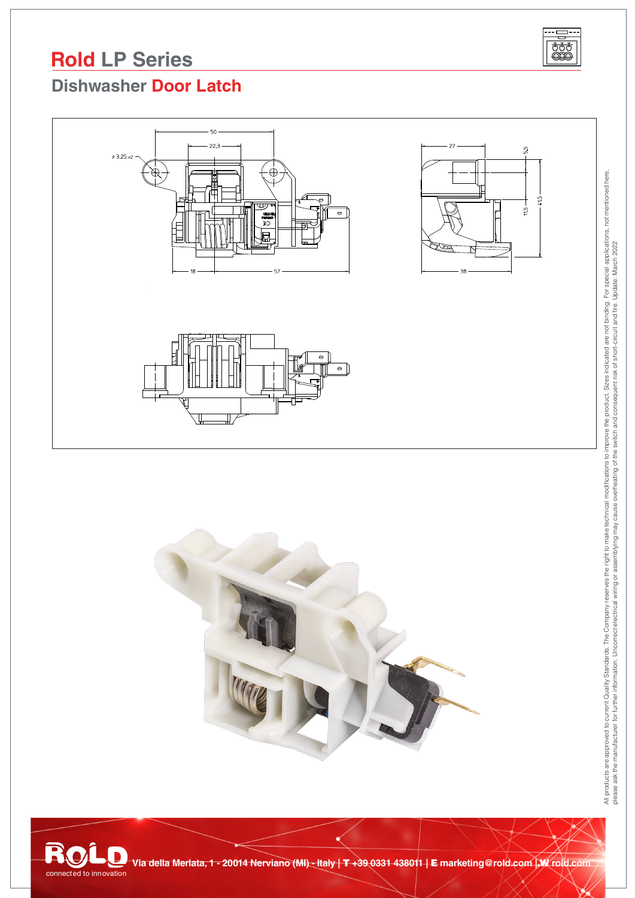# Rold LP Series

## Dishwasher Door Latch

50

22,3

ø 3,25 x2

18

57

27

38

5,5

11,5

41,5

All products are approved to current Quality Standards. The Company reserves the right to make technical modifications to improve the product. Sizes indicated are not binding. For special applications, not mentioned here, please ask the manufacturer for further information. Uncorrect electrical wiring or assemblying may cause overheating of the switch and consequent risk of short-circuit and fire. Update: March 2022

ROLD connected to innovation

Via della Merlata, 1 - 20014 Nerviano (MI) - Italy | T +39 0331 438011 | E marketing@rold.com | W rold.com